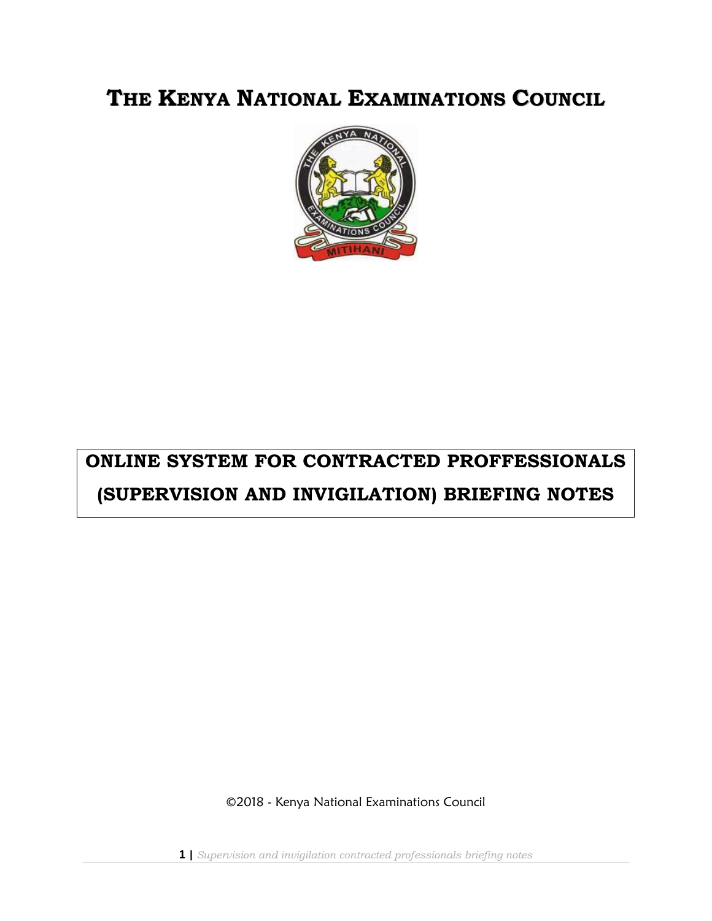# THE KENYA NATIONAL EXAMINATIONS COUNCIL

## ONLINE SYSTEM FOR CONTRACTED PROFFESSIONALS (SUPERVISION AND INVIGILATION) BRIEFING NOTES

©2018 - Kenya National Examinations Council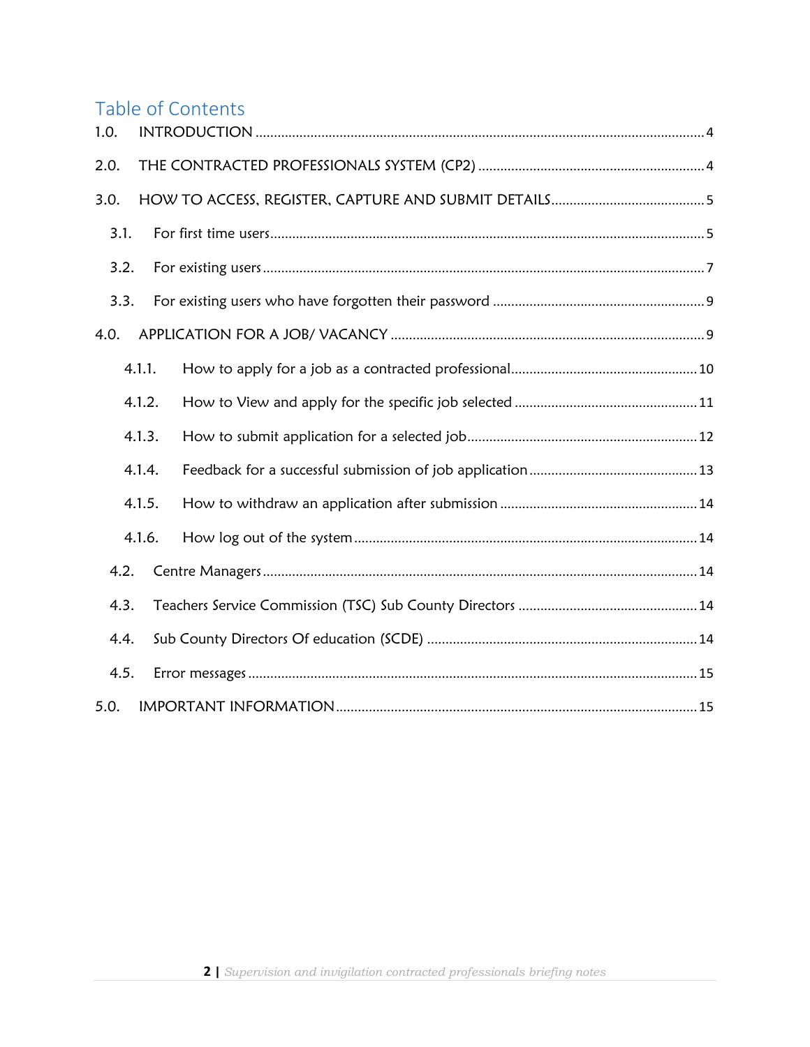# Table of Contents

1.0. INTRODUCTION ..... 4

2.0. THE CONTRACTED PROFESSIONALS SYSTEM (CP2) ..... 4

3.0. HOW TO ACCESS, REGISTER, CAPTURE AND SUBMIT DETAILS ..... 5

- 3.1. For first time users ..... 5
- 3.2. For existing users ..... 7
- 3.3. For existing users who have forgotten their password ..... 9

4.0. APPLICATION FOR A JOB/ VACANCY ..... 9

- 4.1.1. How to apply for a job as a contracted professional ..... 10
- 4.1.2. How to View and apply for the specific job selected ..... 11
- 4.1.3. How to submit application for a selected job ..... 12
- 4.1.4. Feedback for a successful submission of job application ..... 13
- 4.1.5. How to withdraw an application after submission ..... 14
- 4.1.6. How log out of the system ..... 14
- 4.2. Centre Managers ..... 14
- 4.3. Teachers Service Commission (TSC) Sub County Directors ..... 14
- 4.4. Sub County Directors Of education (SCDE) ..... 14
- 4.5. Error messages ..... 15

5.0. IMPORTANT INFORMATION ..... 15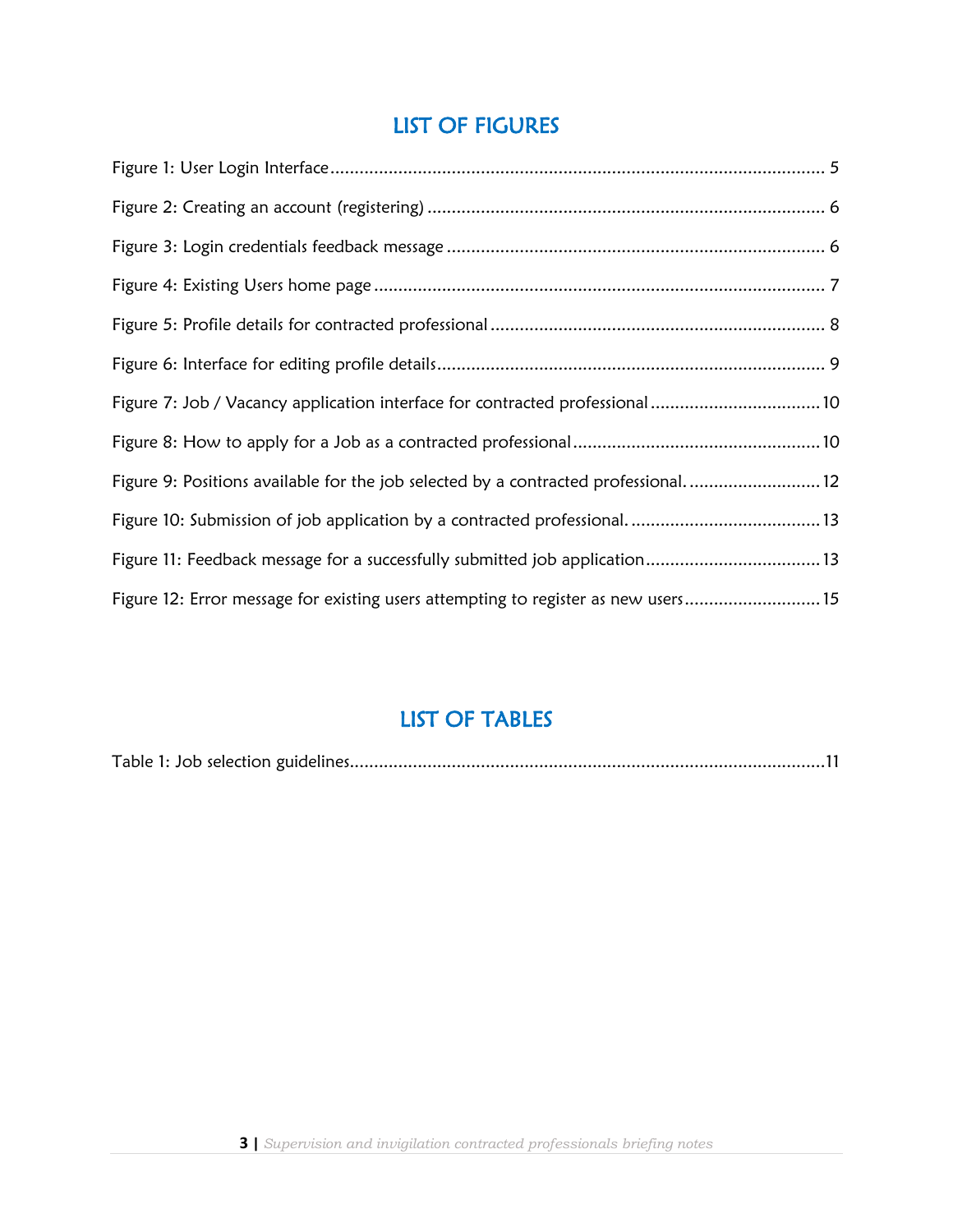## LIST OF FIGURES

Figure 1: User Login Interface ........................................................................................................ 5

Figure 2: Creating an account (registering) ................................................................................. 6

Figure 3: Login credentials feedback message ............................................................................. 6

Figure 4: Existing Users home page ............................................................................................ 7

Figure 5: Profile details for contracted professional ..................................................................... 8

Figure 6: Interface for editing profile details ................................................................................ 9

Figure 7: Job / Vacancy application interface for contracted professional .................................. 10

Figure 8: How to apply for a Job as a contracted professional .................................................. 10

Figure 9: Positions available for the job selected by a contracted professional. ........................... 12

Figure 10: Submission of job application by a contracted professional. ....................................... 13

Figure 11: Feedback message for a successfully submitted job application .................................... 13

Figure 12: Error message for existing users attempting to register as new users ............................ 15

## LIST OF TABLES

Table 1: Job selection guidelines.................................................................................................. 11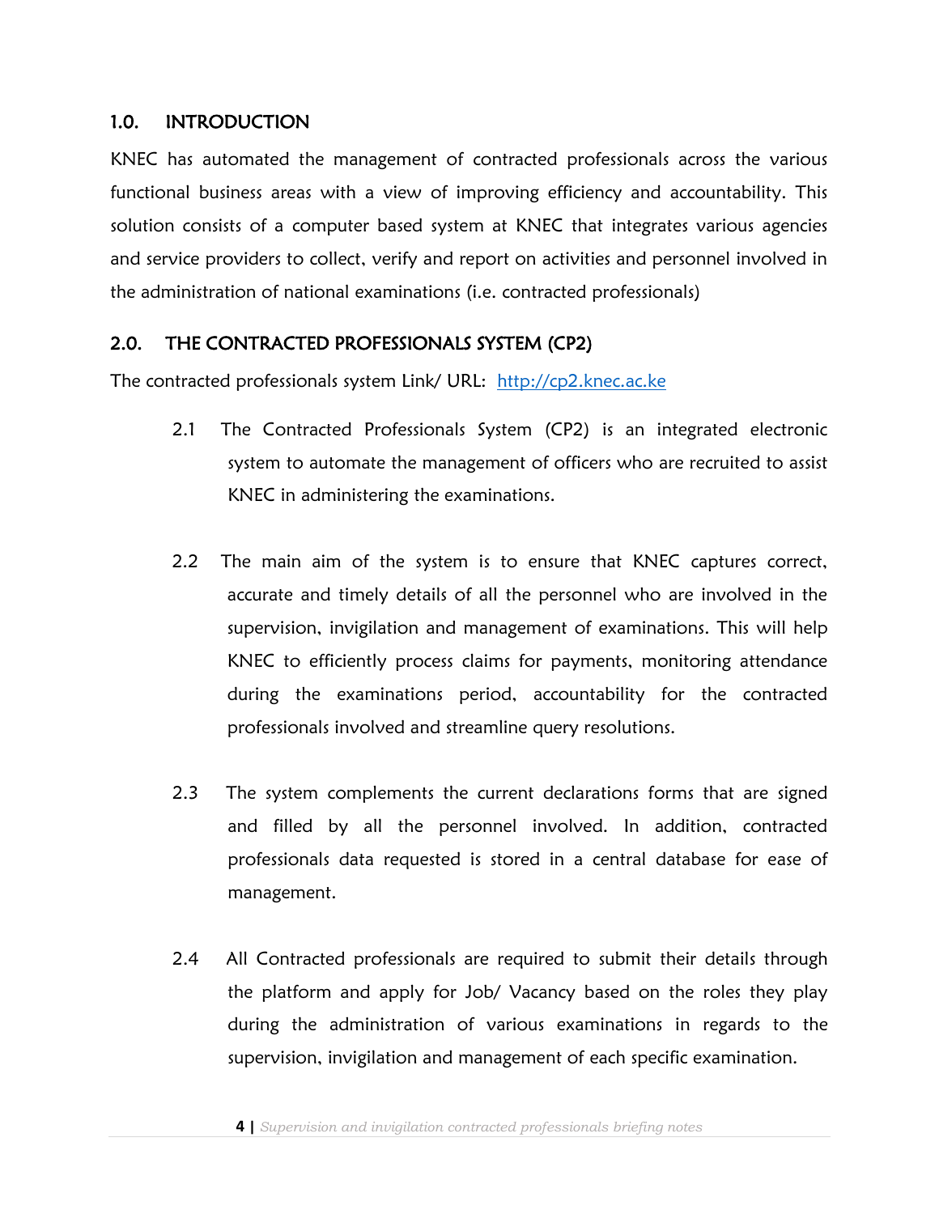## 1.0. INTRODUCTION

KNEC has automated the management of contracted professionals across the various functional business areas with a view of improving efficiency and accountability. This solution consists of a computer based system at KNEC that integrates various agencies and service providers to collect, verify and report on activities and personnel involved in the administration of national examinations (i.e. contracted professionals)

## 2.0. THE CONTRACTED PROFESSIONALS SYSTEM (CP2)

The contracted professionals system Link/ URL: [http://cp2.knec.ac.ke](http://cp2.knec.ac.ke)

2.1 The Contracted Professionals System (CP2) is an integrated electronic system to automate the management of officers who are recruited to assist KNEC in administering the examinations.

2.2 The main aim of the system is to ensure that KNEC captures correct, accurate and timely details of all the personnel who are involved in the supervision, invigilation and management of examinations. This will help KNEC to efficiently process claims for payments, monitoring attendance during the examinations period, accountability for the contracted professionals involved and streamline query resolutions.

2.3 The system complements the current declarations forms that are signed and filled by all the personnel involved. In addition, contracted professionals data requested is stored in a central database for ease of management.

2.4 All Contracted professionals are required to submit their details through the platform and apply for Job/ Vacancy based on the roles they play during the administration of various examinations in regards to the supervision, invigilation and management of each specific examination.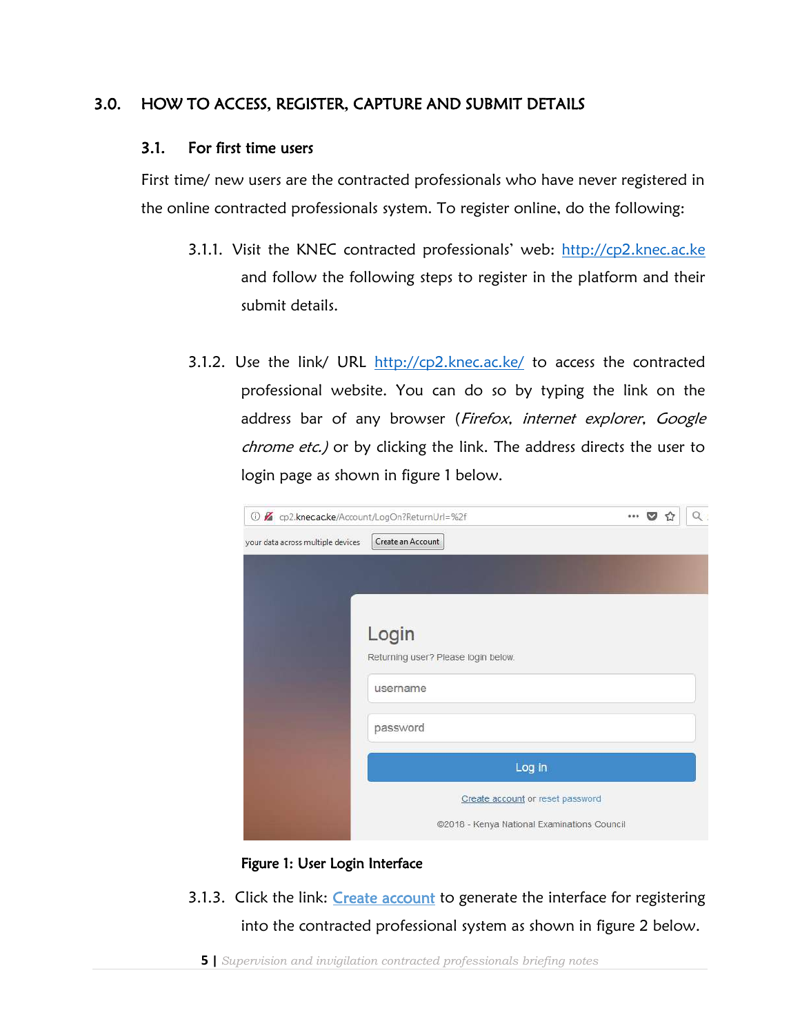# 3.0. HOW TO ACCESS, REGISTER, CAPTURE AND SUBMIT DETAILS

## 3.1. For first time users

First time/ new users are the contracted professionals who have never registered in the online contracted professionals system. To register online, do the following:

3.1.1. Visit the KNEC contracted professionals' web: http://cp2.knec.ac.ke and follow the following steps to register in the platform and their submit details.

3.1.2. Use the link/ URL http://cp2.knec.ac.ke/ to access the contracted professional website. You can do so by typing the link on the address bar of any browser (*Firefox, internet explorer, Google chrome etc.)* or by clicking the link. The address directs the user to login page as shown in figure 1 below.

**Figure 1: User Login Interface**

3.1.3. Click the link: Create account to generate the interface for registering into the contracted professional system as shown in figure 2 below.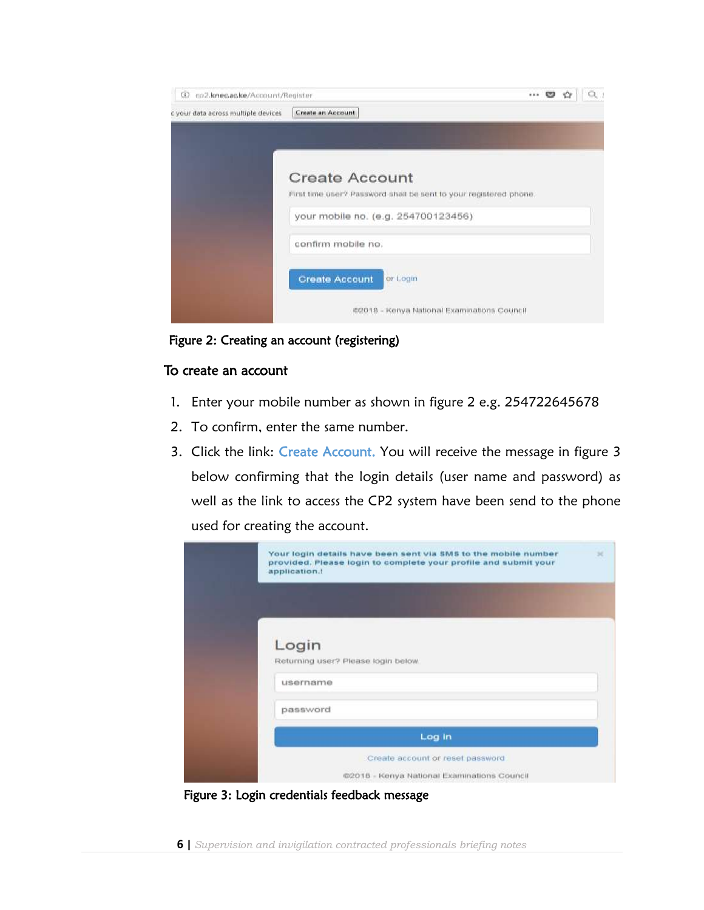Figure 2: Creating an account (registering)

**To create an account**

1. Enter your mobile number as shown in figure 2 e.g. 254722645678
2. To confirm, enter the same number.
3. Click the link: Create Account. You will receive the message in figure 3 below confirming that the login details (user name and password) as well as the link to access the CP2 system have been send to the phone used for creating the account.

Figure 3: Login credentials feedback message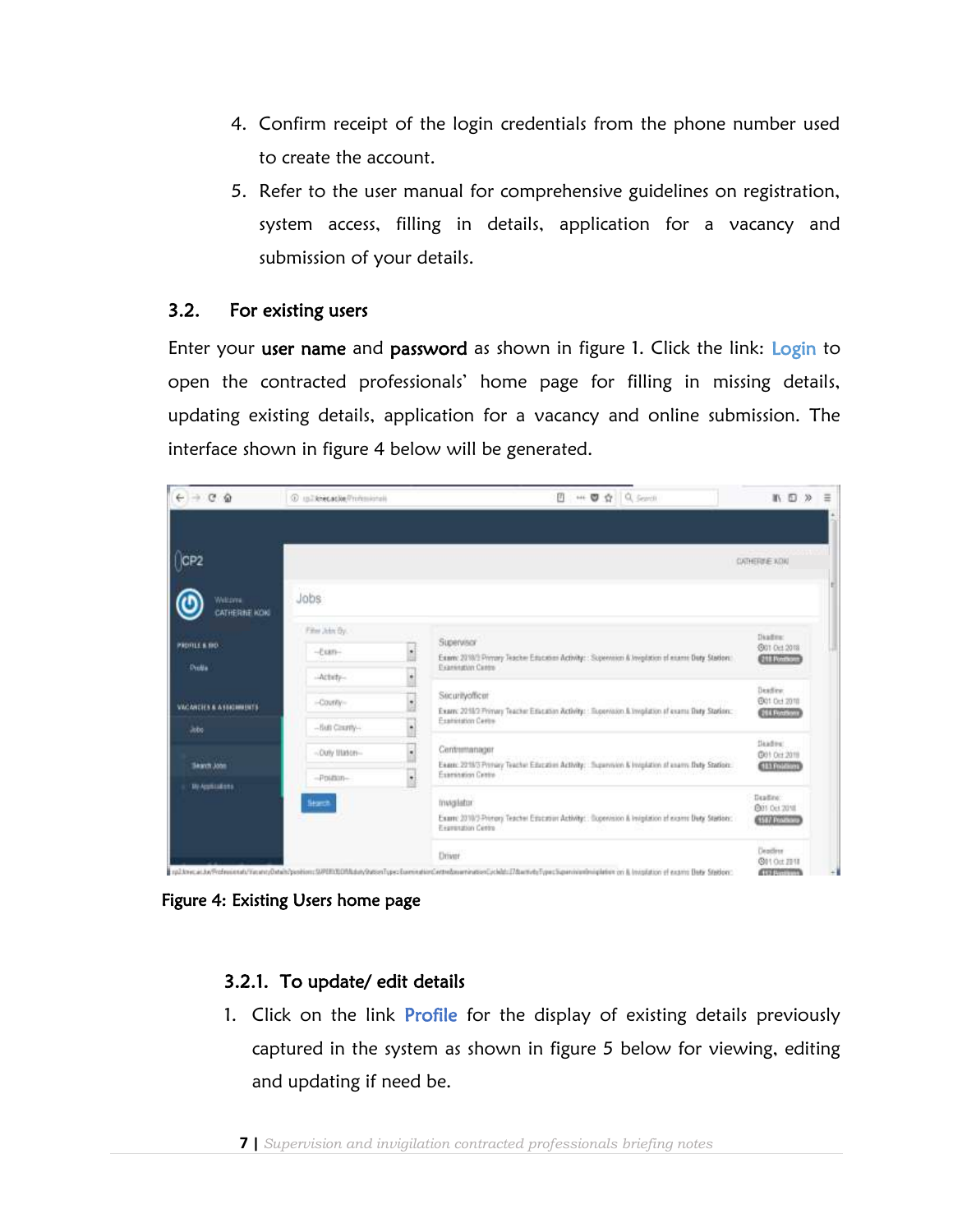4. Confirm receipt of the login credentials from the phone number used to create the account.
5. Refer to the user manual for comprehensive guidelines on registration, system access, filling in details, application for a vacancy and submission of your details.

## 3.2. For existing users

Enter your **user name** and **password** as shown in figure 1. Click the link: Login to open the contracted professionals' home page for filling in missing details, updating existing details, application for a vacancy and online submission. The interface shown in figure 4 below will be generated.

**Figure 4: Existing Users home page**

### 3.2.1. To update/ edit details

1. Click on the link Profile for the display of existing details previously captured in the system as shown in figure 5 below for viewing, editing and updating if need be.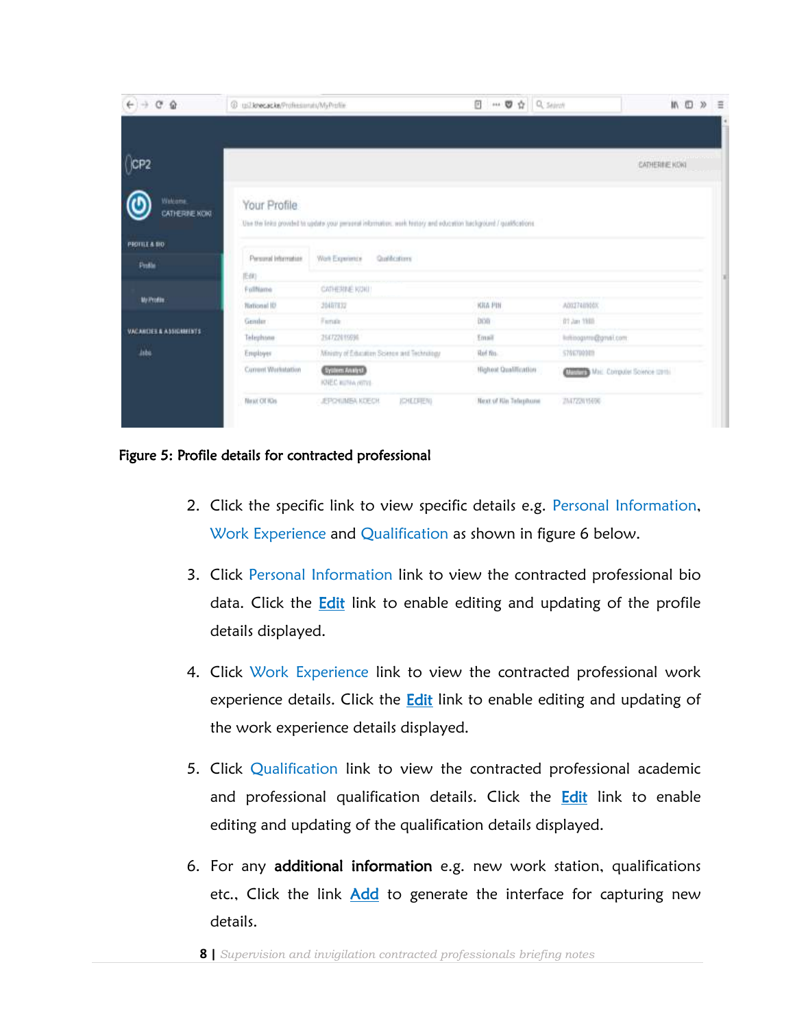Figure 5: Profile details for contracted professional

2. Click the specific link to view specific details e.g. Personal Information, Work Experience and Qualification as shown in figure 6 below.

3. Click Personal Information link to view the contracted professional bio data. Click the **Edit** link to enable editing and updating of the profile details displayed.

4. Click Work Experience link to view the contracted professional work experience details. Click the **Edit** link to enable editing and updating of the work experience details displayed.

5. Click Qualification link to view the contracted professional academic and professional qualification details. Click the **Edit** link to enable editing and updating of the qualification details displayed.

6. For any **additional information** e.g. new work station, qualifications etc., Click the link **Add** to generate the interface for capturing new details.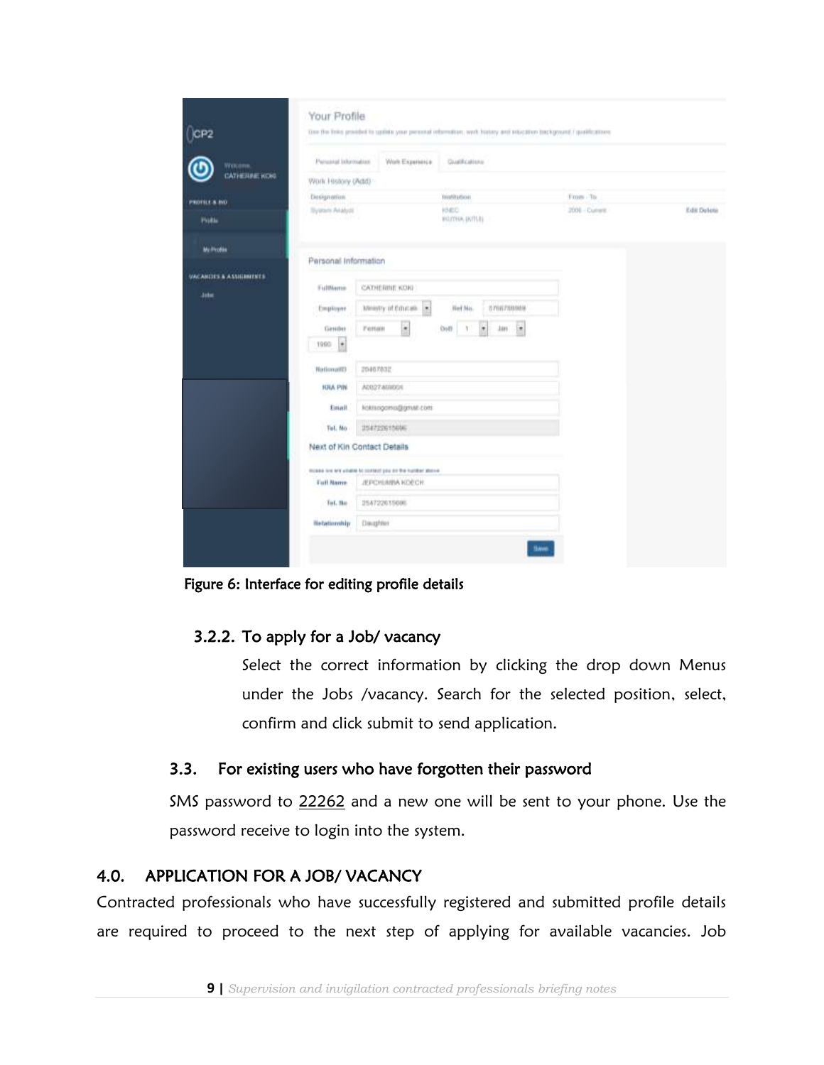Figure 6: Interface for editing profile details

### 3.2.2. To apply for a Job/ vacancy

Select the correct information by clicking the drop down Menus under the Jobs /vacancy. Search for the selected position, select, confirm and click submit to send application.

### 3.3. For existing users who have forgotten their password

SMS password to 22262 and a new one will be sent to your phone. Use the password receive to login into the system.

## 4.0. APPLICATION FOR A JOB/ VACANCY

Contracted professionals who have successfully registered and submitted profile details are required to proceed to the next step of applying for available vacancies. Job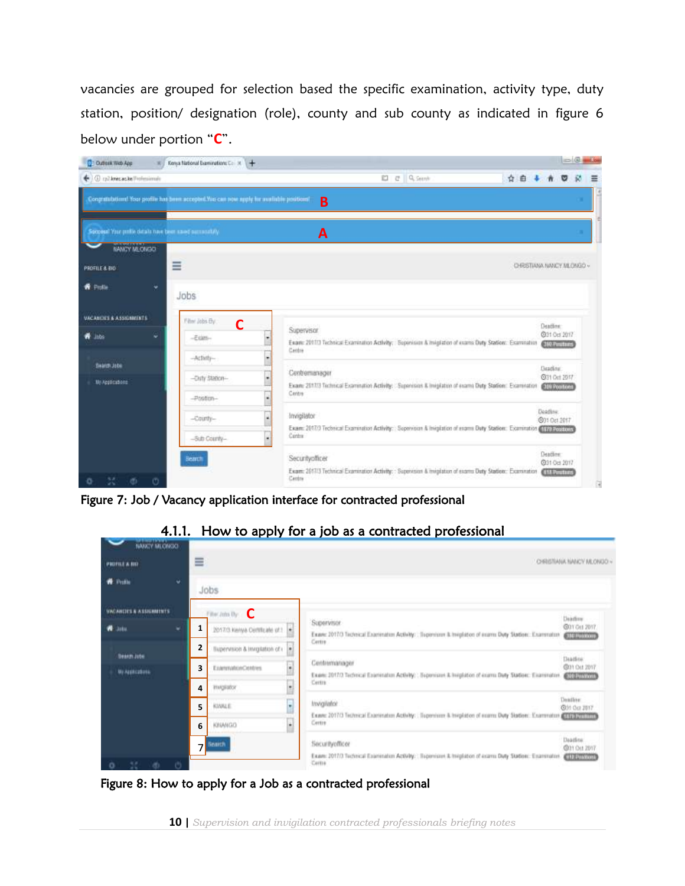vacancies are grouped for selection based the specific examination, activity type, duty station, position/ designation (role), county and sub county as indicated in figure 6 below under portion "**C**".

Figure 7: Job / Vacancy application interface for contracted professional

### 4.1.1. How to apply for a job as a contracted professional

Figure 8: How to apply for a Job as a contracted professional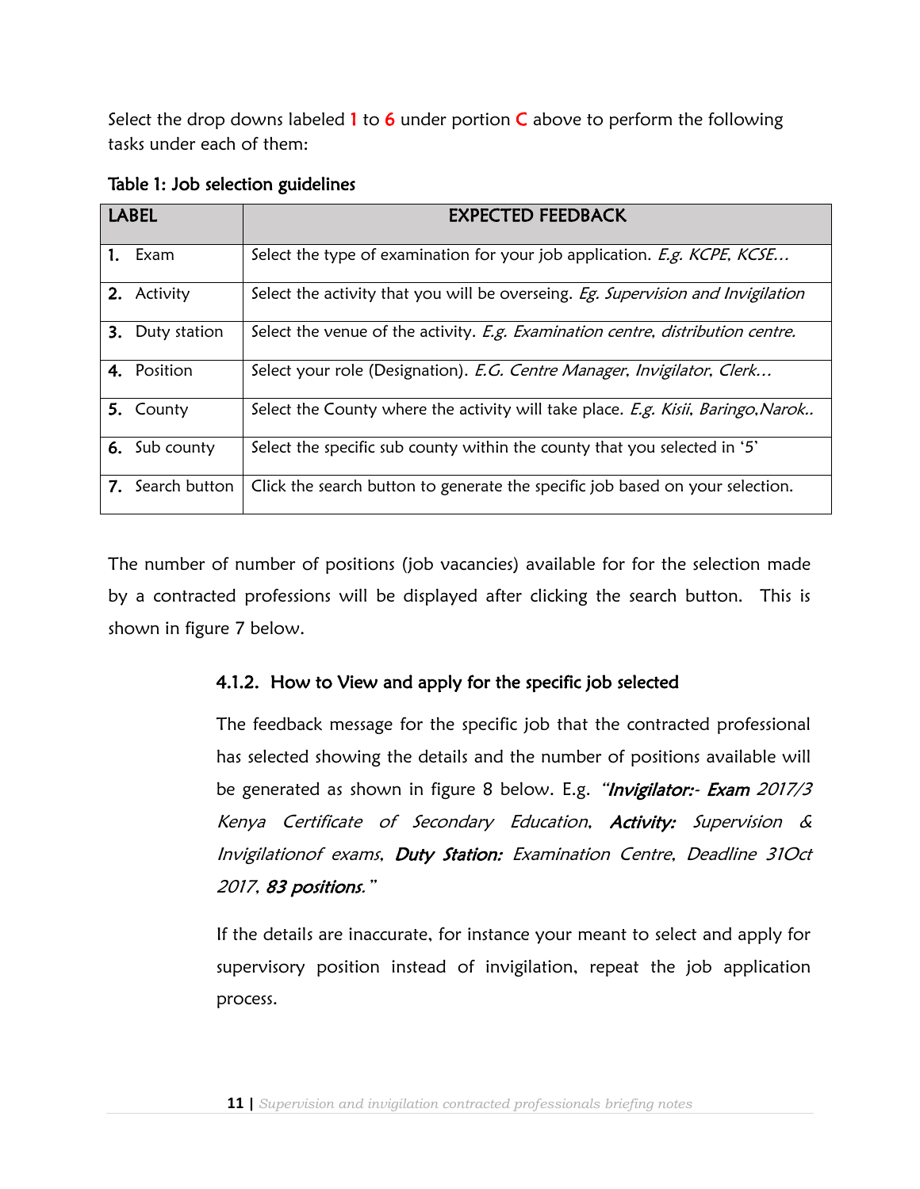Select the drop downs labeled 1 to 6 under portion C above to perform the following tasks under each of them:

**Table 1: Job selection guidelines**

| LABEL | EXPECTED FEEDBACK |
|---|---|
| **1.** Exam | Select the type of examination for your job application. *E.g. KCPE, KCSE…* |
| **2.** Activity | Select the activity that you will be overseing. *Eg. Supervision and Invigilation* |
| **3.** Duty station | Select the venue of the activity. *E.g. Examination centre, distribution centre.* |
| **4.** Position | Select your role (Designation). *E.G. Centre Manager, Invigilator, Clerk…* |
| **5.** County | Select the County where the activity will take place. *E.g. Kisii, Baringo,Narok..* |
| **6.** Sub county | Select the specific sub county within the county that you selected in '5' |
| **7.** Search button | Click the search button to generate the specific job based on your selection. |

The number of number of positions (job vacancies) available for for the selection made by a contracted professions will be displayed after clicking the search button. This is shown in figure 7 below.

### 4.1.2. How to View and apply for the specific job selected

The feedback message for the specific job that the contracted professional has selected showing the details and the number of positions available will be generated as shown in figure 8 below. E.g. *"**Invigilator:- Exam** 2017/3 Kenya Certificate of Secondary Education, **Activity:** Supervision & Invigilationof exams, **Duty Station:** Examination Centre, Deadline 31Oct 2017, **83 positions.**"*

If the details are inaccurate, for instance your meant to select and apply for supervisory position instead of invigilation, repeat the job application process.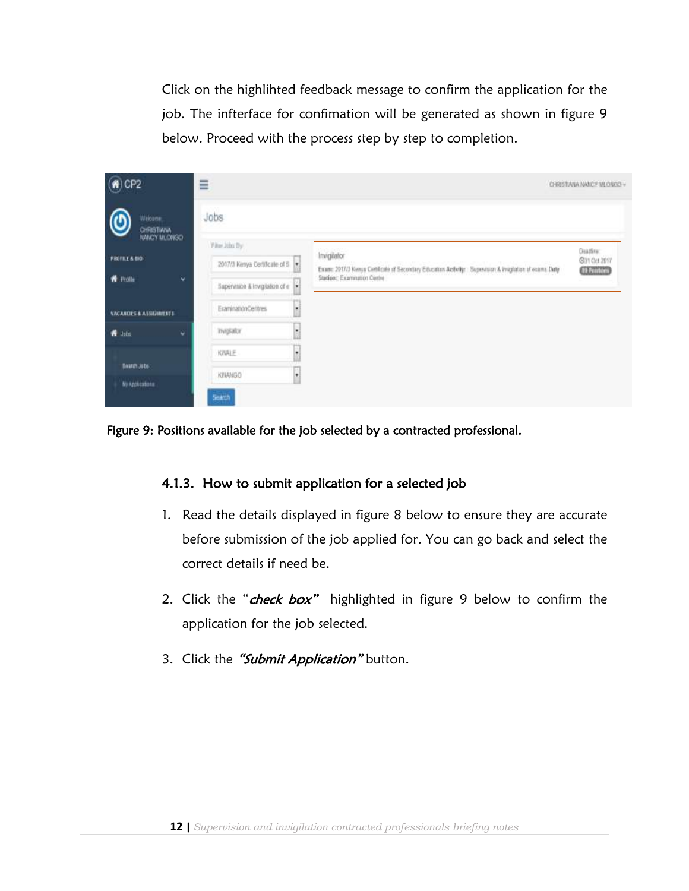Click on the highlihted feedback message to confirm the application for the job. The infterface for confimation will be generated as shown in figure 9 below. Proceed with the process step by step to completion.

**Figure 9: Positions available for the job selected by a contracted professional.**

### 4.1.3. How to submit application for a selected job

1. Read the details displayed in figure 8 below to ensure they are accurate before submission of the job applied for. You can go back and select the correct details if need be.
2. Click the "***check box"*** highlighted in figure 9 below to confirm the application for the job selected.
3. Click the ***"Submit Application"*** button.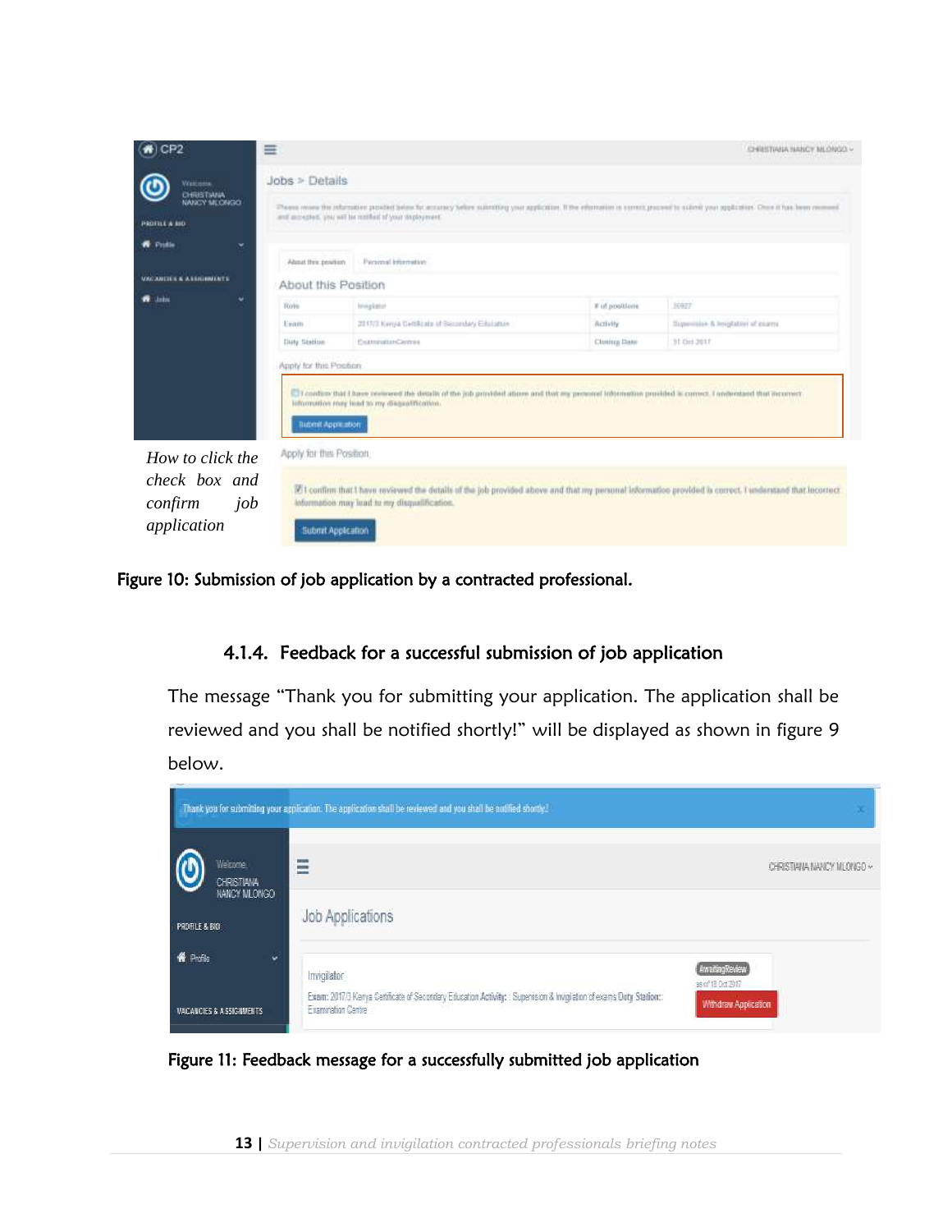*How to click the check box and confirm job application*

Figure 10: Submission of job application by a contracted professional.

### 4.1.4. Feedback for a successful submission of job application

The message "Thank you for submitting your application. The application shall be reviewed and you shall be notified shortly!" will be displayed as shown in figure 9 below.

Figure 11: Feedback message for a successfully submitted job application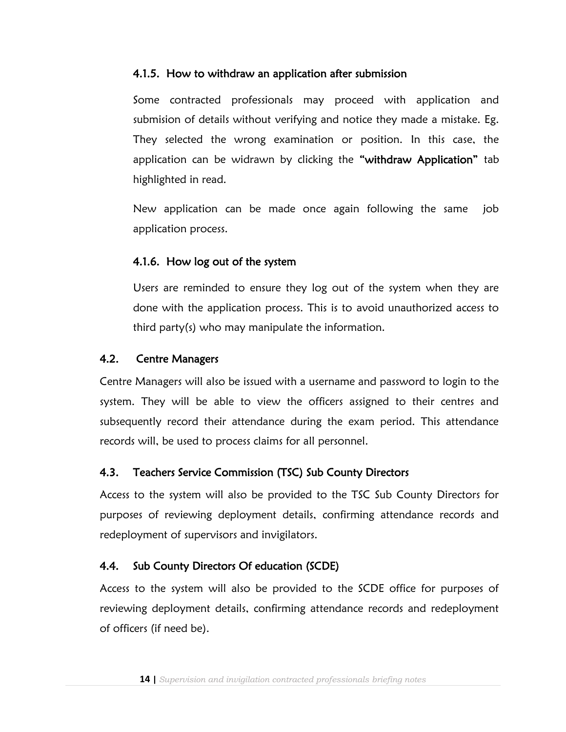#### 4.1.5. How to withdraw an application after submission

Some contracted professionals may proceed with application and submision of details without verifying and notice they made a mistake. Eg. They selected the wrong examination or position. In this case, the application can be widrawn by clicking the **"withdraw Application"** tab highlighted in read.

New application can be made once again following the same job application process.

#### 4.1.6. How log out of the system

Users are reminded to ensure they log out of the system when they are done with the application process. This is to avoid unauthorized access to third party(s) who may manipulate the information.

### 4.2. Centre Managers

Centre Managers will also be issued with a username and password to login to the system. They will be able to view the officers assigned to their centres and subsequently record their attendance during the exam period. This attendance records will, be used to process claims for all personnel.

### 4.3. Teachers Service Commission (TSC) Sub County Directors

Access to the system will also be provided to the TSC Sub County Directors for purposes of reviewing deployment details, confirming attendance records and redeployment of supervisors and invigilators.

### 4.4. Sub County Directors Of education (SCDE)

Access to the system will also be provided to the SCDE office for purposes of reviewing deployment details, confirming attendance records and redeployment of officers (if need be).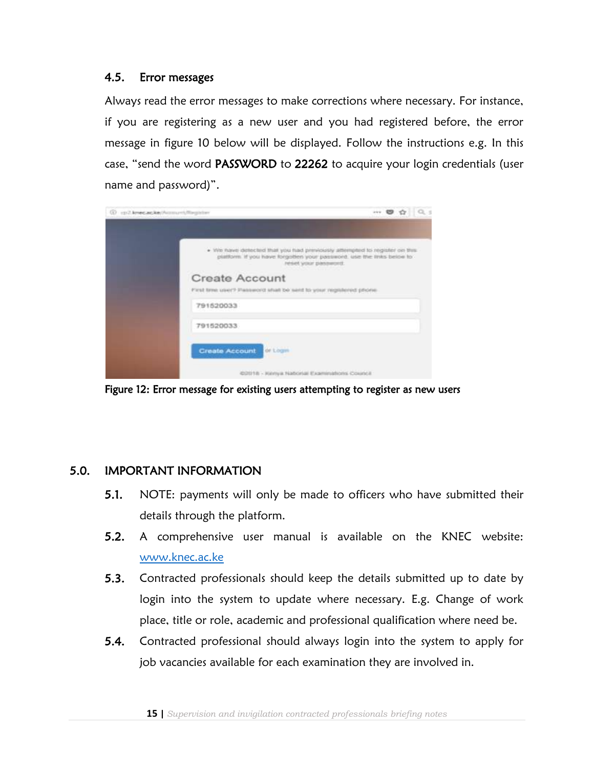### 4.5. Error messages

Always read the error messages to make corrections where necessary. For instance, if you are registering as a new user and you had registered before, the error message in figure 10 below will be displayed. Follow the instructions e.g. In this case, "send the word **PASSWORD** to **22262** to acquire your login credentials (user name and password)".

Figure 12: Error message for existing users attempting to register as new users

## 5.0. IMPORTANT INFORMATION

**5.1.** NOTE: payments will only be made to officers who have submitted their details through the platform.

**5.2.** A comprehensive user manual is available on the KNEC website: [www.knec.ac.ke](http://www.knec.ac.ke)

**5.3.** Contracted professionals should keep the details submitted up to date by login into the system to update where necessary. E.g. Change of work place, title or role, academic and professional qualification where need be.

**5.4.** Contracted professional should always login into the system to apply for job vacancies available for each examination they are involved in.